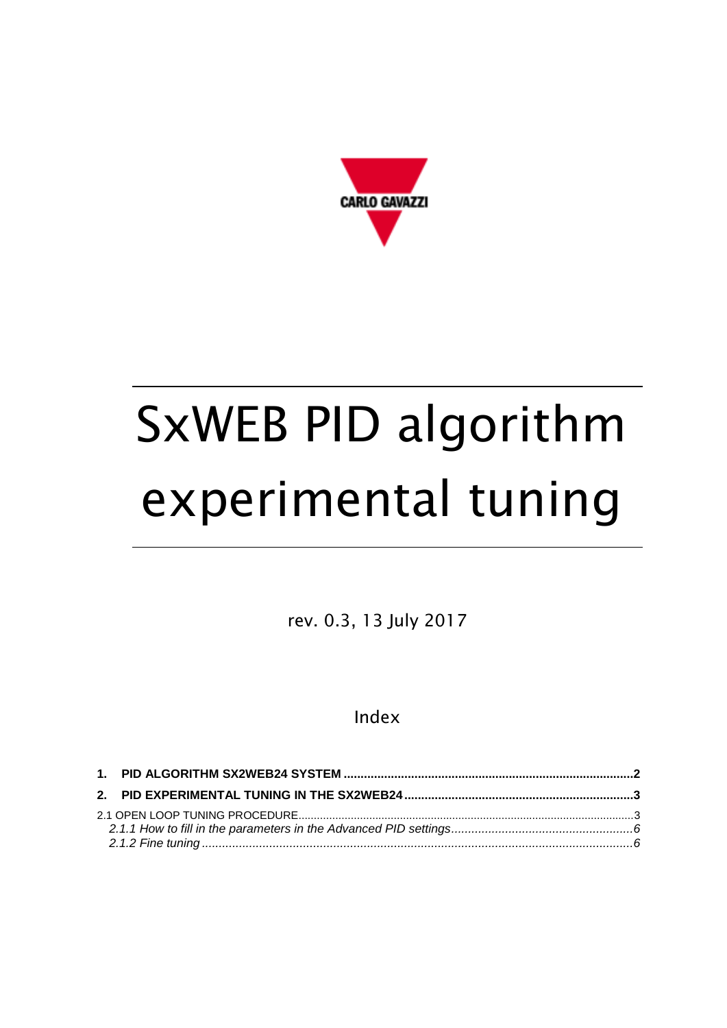CARLO GAVAZZI

# SxWEB PID algorithm experimental tuning

rev. 0.3, 13 July 2017

## Index

**1. PID ALGORITHM SX2WEB24 SYSTEM .......... 2**

**2. PID EXPERIMENTAL TUNING IN THE SX2WEB24 .......... 3**

2.1 OPEN LOOP TUNING PROCEDURE .......... 3

*2.1.1 How to fill in the parameters in the Advanced PID settings .......... 6*

*2.1.2 Fine tuning .......... 6*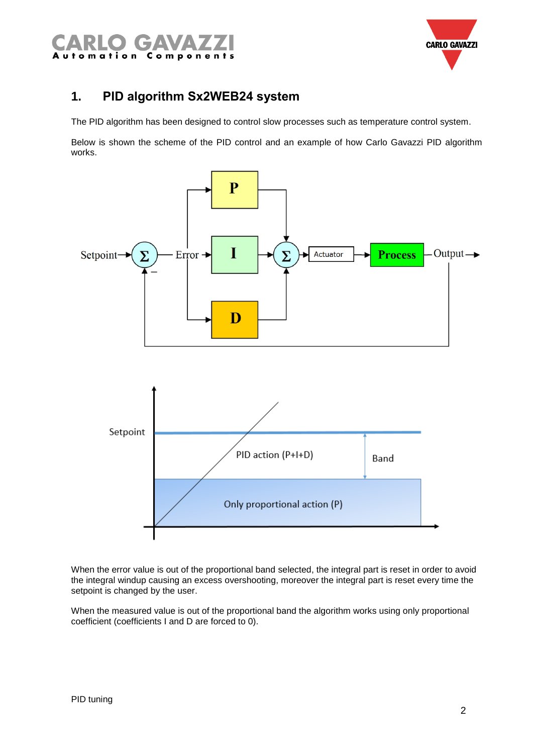# 1. PID algorithm Sx2WEB24 system

The PID algorithm has been designed to control slow processes such as temperature control system.

Below is shown the scheme of the PID control and an example of how Carlo Gavazzi PID algorithm works.

When the error value is out of the proportional band selected, the integral part is reset in order to avoid the integral windup causing an excess overshooting, moreover the integral part is reset every time the setpoint is changed by the user.

When the measured value is out of the proportional band the algorithm works using only proportional coefficient (coefficients I and D are forced to 0).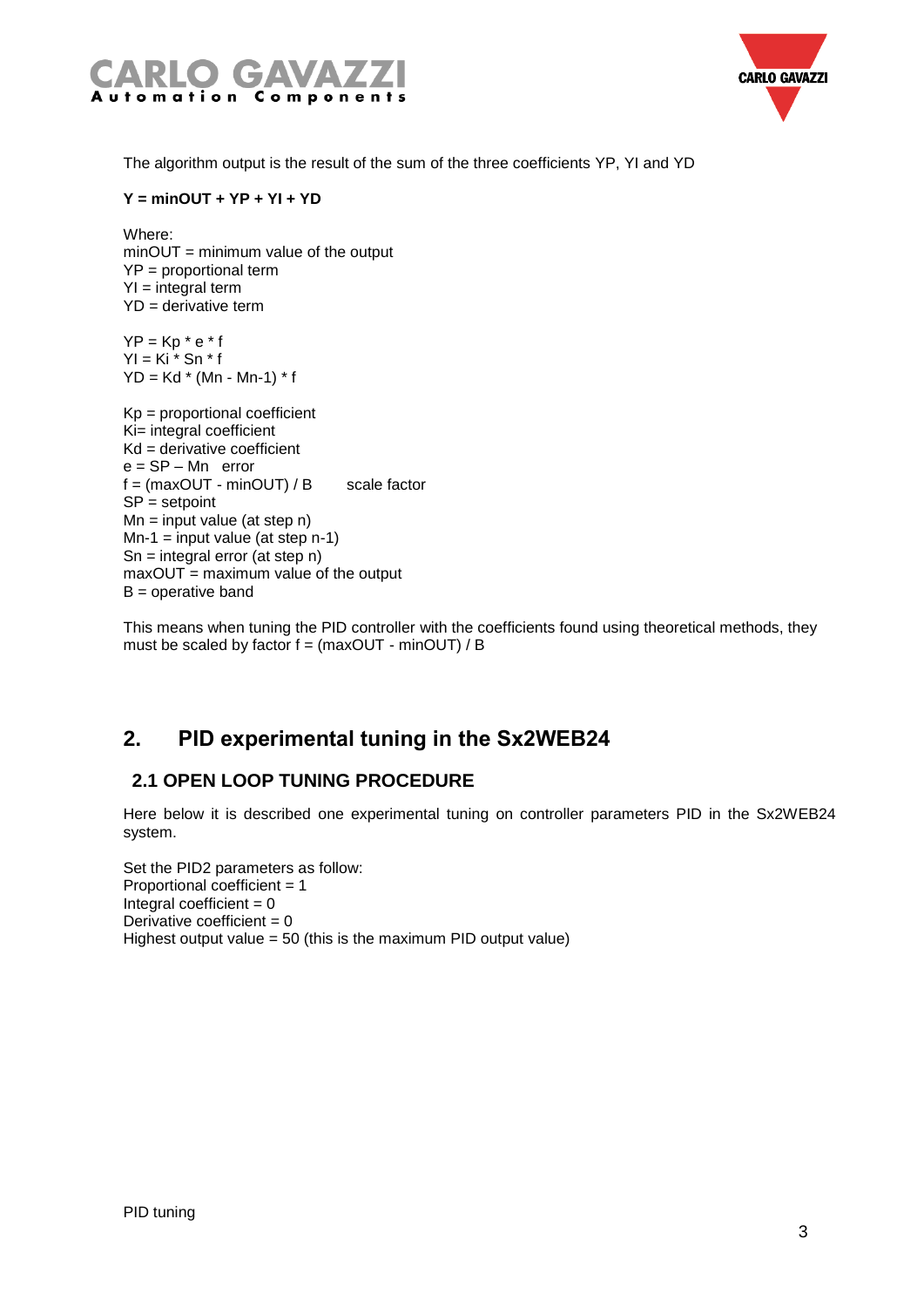The algorithm output is the result of the sum of the three coefficients YP, YI and YD

**Y = minOUT + YP + YI + YD**

Where:
minOUT = minimum value of the output
YP = proportional term
YI = integral term
YD = derivative term

YP = Kp * e * f
YI = Ki * Sn * f
YD = Kd * (Mn - Mn-1) * f

Kp = proportional coefficient
Ki= integral coefficient
Kd = derivative coefficient
e = SP – Mn   error
f = (maxOUT - minOUT) / B   scale factor
SP = setpoint
Mn = input value (at step n)
Mn-1 = input value (at step n-1)
Sn = integral error (at step n)
maxOUT = maximum value of the output
B = operative band

This means when tuning the PID controller with the coefficients found using theoretical methods, they must be scaled by factor f = (maxOUT - minOUT) / B

# 2. PID experimental tuning in the Sx2WEB24

## 2.1 OPEN LOOP TUNING PROCEDURE

Here below it is described one experimental tuning on controller parameters PID in the Sx2WEB24 system.

Set the PID2 parameters as follow:
Proportional coefficient = 1
Integral coefficient = 0
Derivative coefficient = 0
Highest output value = 50 (this is the maximum PID output value)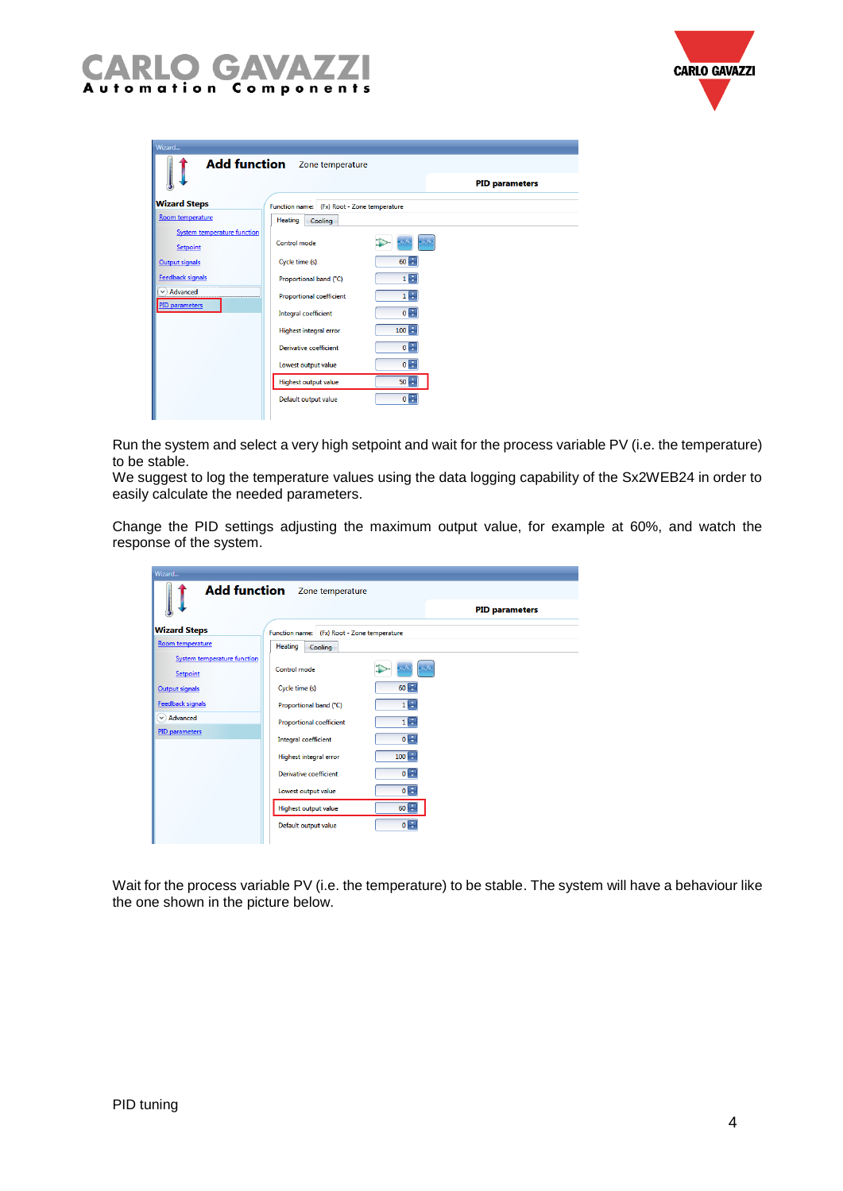Run the system and select a very high setpoint and wait for the process variable PV (i.e. the temperature) to be stable.
We suggest to log the temperature values using the data logging capability of the Sx2WEB24 in order to easily calculate the needed parameters.

Change the PID settings adjusting the maximum output value, for example at 60%, and watch the response of the system.

Wait for the process variable PV (i.e. the temperature) to be stable. The system will have a behaviour like the one shown in the picture below.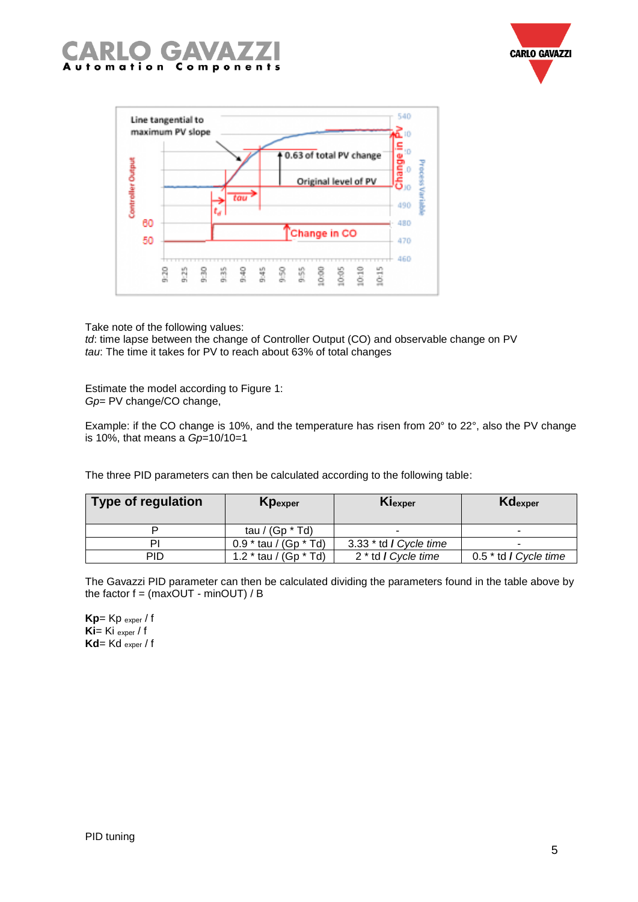Take note of the following values:
*td*: time lapse between the change of Controller Output (CO) and observable change on PV
*tau*: The time it takes for PV to reach about 63% of total changes

Estimate the model according to Figure 1:
*Gp*= PV change/CO change,

Example: if the CO change is 10%, and the temperature has risen from 20° to 22°, also the PV change is 10%, that means a *Gp*=10/10=1

The three PID parameters can then be calculated according to the following table:

| Type of regulation | $Kp_{exper}$ | $Ki_{exper}$ | $Kd_{exper}$ |
|---|---|---|---|
| P | tau / (Gp * Td) | - | - |
| PI | 0.9 * tau / (Gp * Td) | 3.33 * td / *Cycle time* | - |
| PID | 1.2 * tau / (Gp * Td) | 2 * td / *Cycle time* | 0.5 * td / *Cycle time* |

The Gavazzi PID parameter can then be calculated dividing the parameters found in the table above by the factor f = (maxOUT - minOUT) / B

**Kp**= $Kp_{exper}$ / f
**Ki**= $Ki_{exper}$ / f
**Kd**= $Kd_{exper}$ / f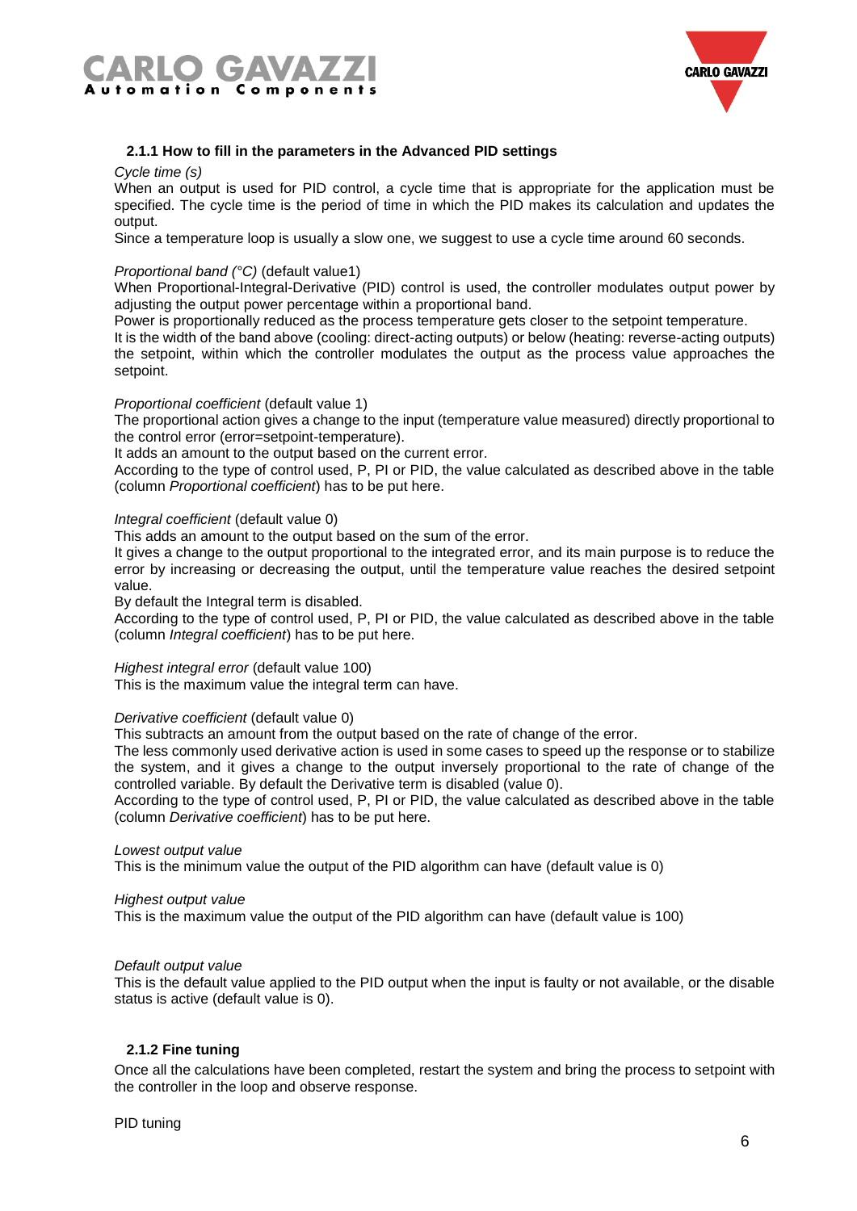### 2.1.1 How to fill in the parameters in the Advanced PID settings

*Cycle time (s)*

When an output is used for PID control, a cycle time that is appropriate for the application must be specified. The cycle time is the period of time in which the PID makes its calculation and updates the output.

Since a temperature loop is usually a slow one, we suggest to use a cycle time around 60 seconds.

*Proportional band (°C)* (default value1)

When Proportional-Integral-Derivative (PID) control is used, the controller modulates output power by adjusting the output power percentage within a proportional band.

Power is proportionally reduced as the process temperature gets closer to the setpoint temperature.

It is the width of the band above (cooling: direct-acting outputs) or below (heating: reverse-acting outputs) the setpoint, within which the controller modulates the output as the process value approaches the setpoint.

*Proportional coefficient* (default value 1)

The proportional action gives a change to the input (temperature value measured) directly proportional to the control error (error=setpoint-temperature).

It adds an amount to the output based on the current error.

According to the type of control used, P, PI or PID, the value calculated as described above in the table (column *Proportional coefficient*) has to be put here.

*Integral coefficient* (default value 0)

This adds an amount to the output based on the sum of the error.

It gives a change to the output proportional to the integrated error, and its main purpose is to reduce the error by increasing or decreasing the output, until the temperature value reaches the desired setpoint value.

By default the Integral term is disabled.

According to the type of control used, P, PI or PID, the value calculated as described above in the table (column *Integral coefficient*) has to be put here.

*Highest integral error* (default value 100)

This is the maximum value the integral term can have.

*Derivative coefficient* (default value 0)

This subtracts an amount from the output based on the rate of change of the error.

The less commonly used derivative action is used in some cases to speed up the response or to stabilize the system, and it gives a change to the output inversely proportional to the rate of change of the controlled variable. By default the Derivative term is disabled (value 0).

According to the type of control used, P, PI or PID, the value calculated as described above in the table (column *Derivative coefficient*) has to be put here.

*Lowest output value*

This is the minimum value the output of the PID algorithm can have (default value is 0)

*Highest output value*

This is the maximum value the output of the PID algorithm can have (default value is 100)

*Default output value*

This is the default value applied to the PID output when the input is faulty or not available, or the disable status is active (default value is 0).

### 2.1.2 Fine tuning

Once all the calculations have been completed, restart the system and bring the process to setpoint with the controller in the loop and observe response.

PID tuning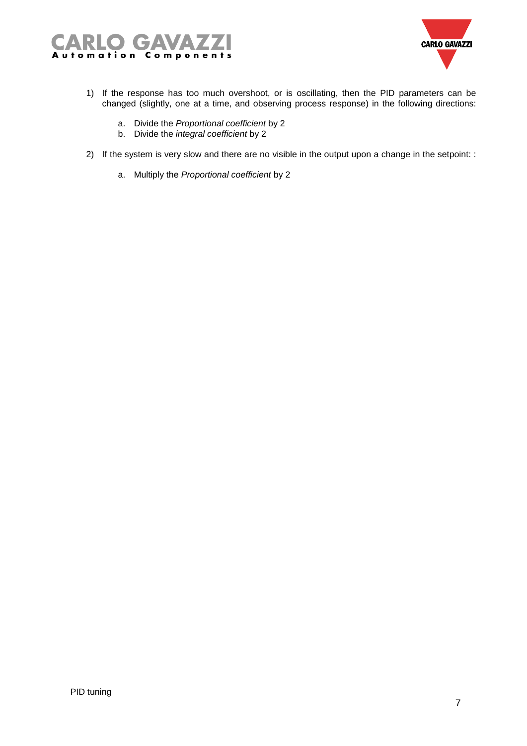1) If the response has too much overshoot, or is oscillating, then the PID parameters can be changed (slightly, one at a time, and observing process response) in the following directions:

   a. Divide the *Proportional coefficient* by 2
   b. Divide the *integral coefficient* by 2

2) If the system is very slow and there are no visible in the output upon a change in the setpoint: :

   a. Multiply the *Proportional coefficient* by 2